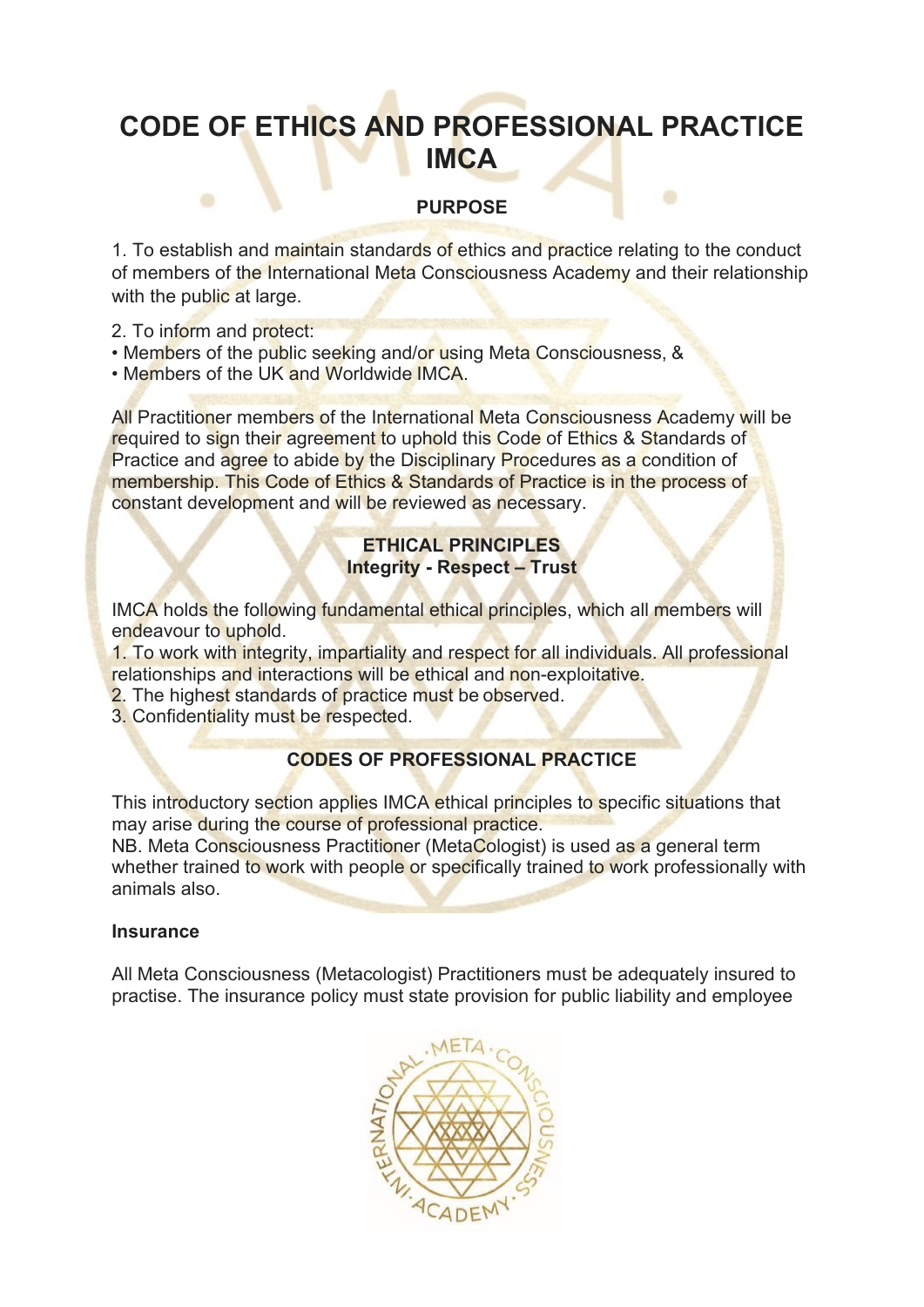# CODE OF ETHICS AND PROFESSIONAL PRACTICE IMCA

## PURPOSE

1. To establish and maintain standards of ethics and practice relating to the conduct of members of the International Meta Consciousness Academy and their relationship with the public at large.

2. To inform and protect:
- Members of the public seeking and/or using Meta Consciousness, &
- Members of the UK and Worldwide IMCA.

All Practitioner members of the International Meta Consciousness Academy will be required to sign their agreement to uphold this Code of Ethics & Standards of Practice and agree to abide by the Disciplinary Procedures as a condition of membership. This Code of Ethics & Standards of Practice is in the process of constant development and will be reviewed as necessary.

## ETHICAL PRINCIPLES

**Integrity - Respect – Trust**

IMCA holds the following fundamental ethical principles, which all members will endeavour to uphold.

1. To work with integrity, impartiality and respect for all individuals. All professional relationships and interactions will be ethical and non-exploitative.
2. The highest standards of practice must be observed.
3. Confidentiality must be respected.

## CODES OF PROFESSIONAL PRACTICE

This introductory section applies IMCA ethical principles to specific situations that may arise during the course of professional practice.

NB. Meta Consciousness Practitioner (MetaCologist) is used as a general term whether trained to work with people or specifically trained to work professionally with animals also.

### Insurance

All Meta Consciousness (Metacologist) Practitioners must be adequately insured to practise. The insurance policy must state provision for public liability and employee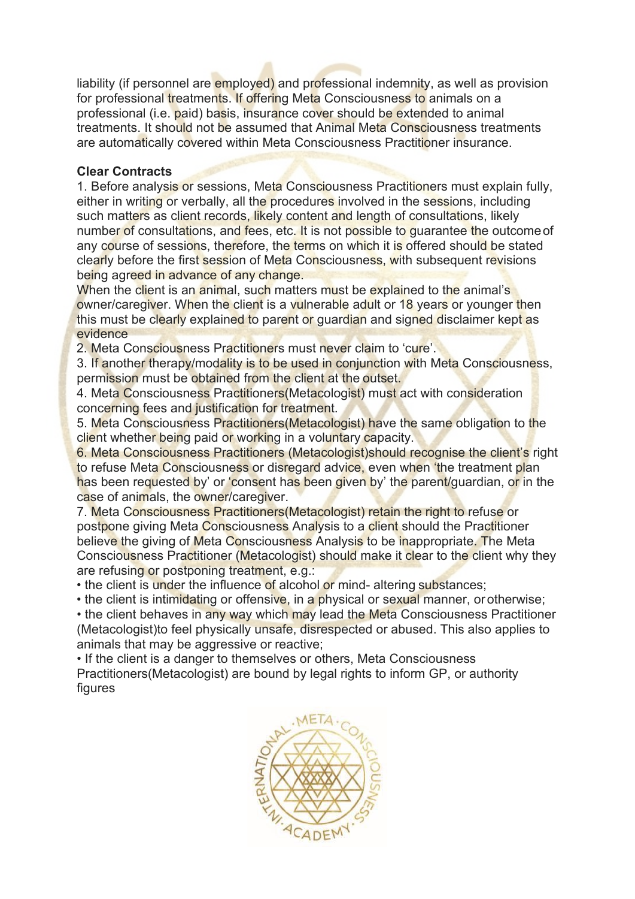liability (if personnel are employed) and professional indemnity, as well as provision for professional treatments. If offering Meta Consciousness to animals on a professional (i.e. paid) basis, insurance cover should be extended to animal treatments. It should not be assumed that Animal Meta Consciousness treatments are automatically covered within Meta Consciousness Practitioner insurance.

**Clear Contracts**

1. Before analysis or sessions, Meta Consciousness Practitioners must explain fully, either in writing or verbally, all the procedures involved in the sessions, including such matters as client records, likely content and length of consultations, likely number of consultations, and fees, etc. It is not possible to guarantee the outcome of any course of sessions, therefore, the terms on which it is offered should be stated clearly before the first session of Meta Consciousness, with subsequent revisions being agreed in advance of any change.
When the client is an animal, such matters must be explained to the animal's owner/caregiver. When the client is a vulnerable adult or 18 years or younger then this must be clearly explained to parent or guardian and signed disclaimer kept as evidence
2. Meta Consciousness Practitioners must never claim to 'cure'.
3. If another therapy/modality is to be used in conjunction with Meta Consciousness, permission must be obtained from the client at the outset.
4. Meta Consciousness Practitioners(Metacologist) must act with consideration concerning fees and justification for treatment.
5. Meta Consciousness Practitioners(Metacologist) have the same obligation to the client whether being paid or working in a voluntary capacity.
6. Meta Consciousness Practitioners (Metacologist)should recognise the client's right to refuse Meta Consciousness or disregard advice, even when 'the treatment plan has been requested by' or 'consent has been given by' the parent/guardian, or in the case of animals, the owner/caregiver.
7. Meta Consciousness Practitioners(Metacologist) retain the right to refuse or postpone giving Meta Consciousness Analysis to a client should the Practitioner believe the giving of Meta Consciousness Analysis to be inappropriate. The Meta Consciousness Practitioner (Metacologist) should make it clear to the client why they are refusing or postponing treatment, e.g.:

- the client is under the influence of alcohol or mind- altering substances;
- the client is intimidating or offensive, in a physical or sexual manner, or otherwise;
- the client behaves in any way which may lead the Meta Consciousness Practitioner (Metacologist)to feel physically unsafe, disrespected or abused. This also applies to animals that may be aggressive or reactive;
- If the client is a danger to themselves or others, Meta Consciousness Practitioners(Metacologist) are bound by legal rights to inform GP, or authority figures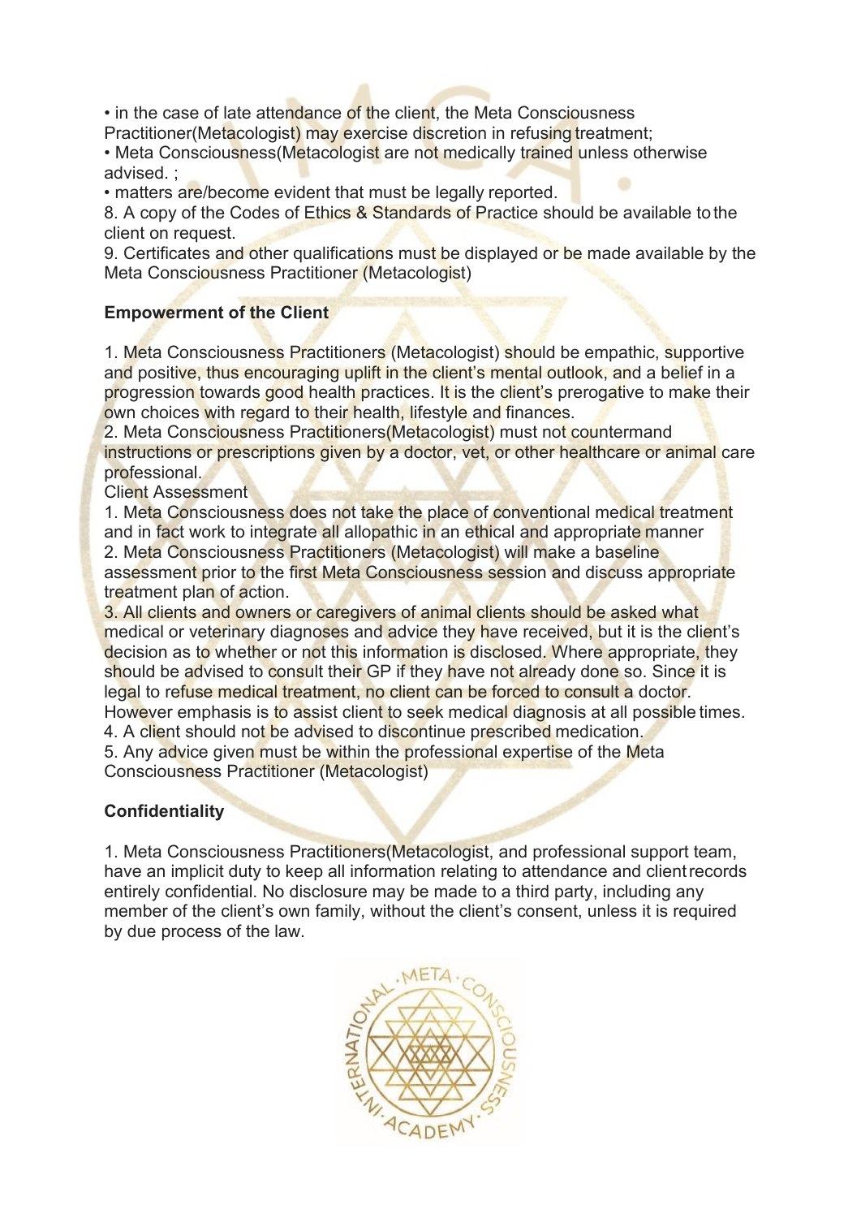- in the case of late attendance of the client, the Meta Consciousness Practitioner(Metacologist) may exercise discretion in refusing treatment;
- Meta Consciousness(Metacologist are not medically trained unless otherwise advised. ;
- matters are/become evident that must be legally reported.

8. A copy of the Codes of Ethics & Standards of Practice should be available to the client on request.
9. Certificates and other qualifications must be displayed or be made available by the Meta Consciousness Practitioner (Metacologist)

**Empowerment of the Client**

1. Meta Consciousness Practitioners (Metacologist) should be empathic, supportive and positive, thus encouraging uplift in the client's mental outlook, and a belief in a progression towards good health practices. It is the client's prerogative to make their own choices with regard to their health, lifestyle and finances.
2. Meta Consciousness Practitioners(Metacologist) must not countermand instructions or prescriptions given by a doctor, vet, or other healthcare or animal care professional.

Client Assessment

1. Meta Consciousness does not take the place of conventional medical treatment and in fact work to integrate all allopathic in an ethical and appropriate manner
2. Meta Consciousness Practitioners (Metacologist) will make a baseline assessment prior to the first Meta Consciousness session and discuss appropriate treatment plan of action.
3. All clients and owners or caregivers of animal clients should be asked what medical or veterinary diagnoses and advice they have received, but it is the client's decision as to whether or not this information is disclosed. Where appropriate, they should be advised to consult their GP if they have not already done so. Since it is legal to refuse medical treatment, no client can be forced to consult a doctor. However emphasis is to assist client to seek medical diagnosis at all possible times.
4. A client should not be advised to discontinue prescribed medication.
5. Any advice given must be within the professional expertise of the Meta Consciousness Practitioner (Metacologist)

**Confidentiality**

1. Meta Consciousness Practitioners(Metacologist, and professional support team, have an implicit duty to keep all information relating to attendance and client records entirely confidential. No disclosure may be made to a third party, including any member of the client's own family, without the client's consent, unless it is required by due process of the law.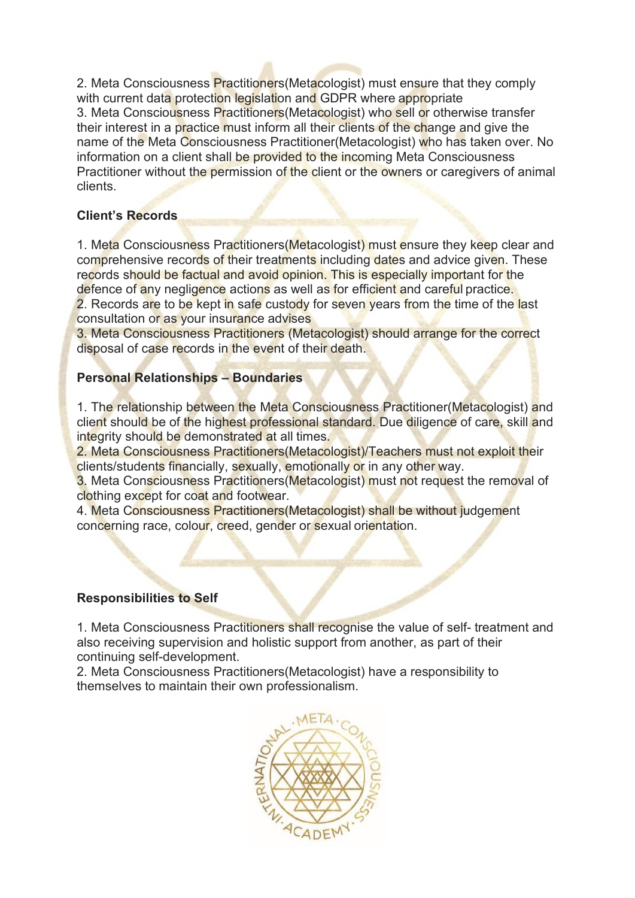2. Meta Consciousness Practitioners(Metacologist) must ensure that they comply with current data protection legislation and GDPR where appropriate
3. Meta Consciousness Practitioners(Metacologist) who sell or otherwise transfer their interest in a practice must inform all their clients of the change and give the name of the Meta Consciousness Practitioner(Metacologist) who has taken over. No information on a client shall be provided to the incoming Meta Consciousness Practitioner without the permission of the client or the owners or caregivers of animal clients.

**Client's Records**

1. Meta Consciousness Practitioners(Metacologist) must ensure they keep clear and comprehensive records of their treatments including dates and advice given. These records should be factual and avoid opinion. This is especially important for the defence of any negligence actions as well as for efficient and careful practice.
2. Records are to be kept in safe custody for seven years from the time of the last consultation or as your insurance advises
3. Meta Consciousness Practitioners (Metacologist) should arrange for the correct disposal of case records in the event of their death.

**Personal Relationships – Boundaries**

1. The relationship between the Meta Consciousness Practitioner(Metacologist) and client should be of the highest professional standard. Due diligence of care, skill and integrity should be demonstrated at all times.
2. Meta Consciousness Practitioners(Metacologist)/Teachers must not exploit their clients/students financially, sexually, emotionally or in any other way.
3. Meta Consciousness Practitioners(Metacologist) must not request the removal of clothing except for coat and footwear.
4. Meta Consciousness Practitioners(Metacologist) shall be without judgement concerning race, colour, creed, gender or sexual orientation.

**Responsibilities to Self**

1. Meta Consciousness Practitioners shall recognise the value of self- treatment and also receiving supervision and holistic support from another, as part of their continuing self-development.
2. Meta Consciousness Practitioners(Metacologist) have a responsibility to themselves to maintain their own professionalism.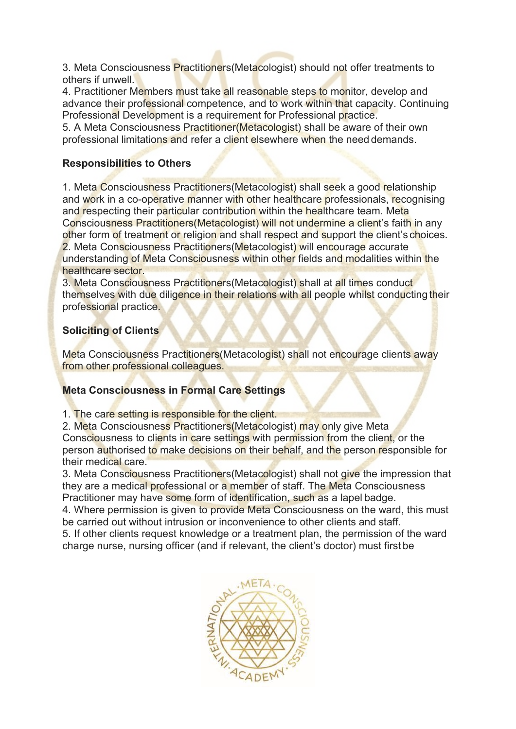3. Meta Consciousness Practitioners(Metacologist) should not offer treatments to others if unwell.

4. Practitioner Members must take all reasonable steps to monitor, develop and advance their professional competence, and to work within that capacity. Continuing Professional Development is a requirement for Professional practice.

5. A Meta Consciousness Practitioner(Metacologist) shall be aware of their own professional limitations and refer a client elsewhere when the need demands.

**Responsibilities to Others**

1. Meta Consciousness Practitioners(Metacologist) shall seek a good relationship and work in a co-operative manner with other healthcare professionals, recognising and respecting their particular contribution within the healthcare team. Meta Consciousness Practitioners(Metacologist) will not undermine a client's faith in any other form of treatment or religion and shall respect and support the client's choices.
2. Meta Consciousness Practitioners(Metacologist) will encourage accurate understanding of Meta Consciousness within other fields and modalities within the healthcare sector.
3. Meta Consciousness Practitioners(Metacologist) shall at all times conduct themselves with due diligence in their relations with all people whilst conducting their professional practice.

**Soliciting of Clients**

Meta Consciousness Practitioners(Metacologist) shall not encourage clients away from other professional colleagues.

**Meta Consciousness in Formal Care Settings**

1. The care setting is responsible for the client.
2. Meta Consciousness Practitioners(Metacologist) may only give Meta Consciousness to clients in care settings with permission from the client, or the person authorised to make decisions on their behalf, and the person responsible for their medical care.
3. Meta Consciousness Practitioners(Metacologist) shall not give the impression that they are a medical professional or a member of staff. The Meta Consciousness Practitioner may have some form of identification, such as a lapel badge.
4. Where permission is given to provide Meta Consciousness on the ward, this must be carried out without intrusion or inconvenience to other clients and staff.
5. If other clients request knowledge or a treatment plan, the permission of the ward charge nurse, nursing officer (and if relevant, the client's doctor) must first be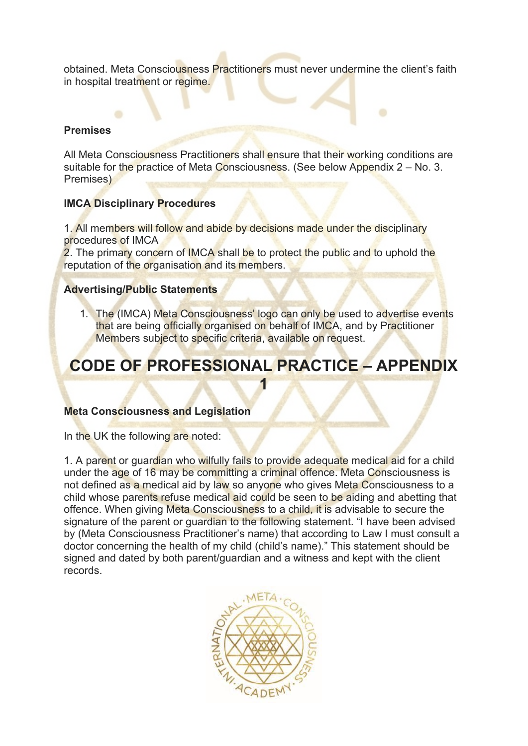obtained. Meta Consciousness Practitioners must never undermine the client's faith in hospital treatment or regime.

### Premises

All Meta Consciousness Practitioners shall ensure that their working conditions are suitable for the practice of Meta Consciousness. (See below Appendix 2 – No. 3. Premises)

### IMCA Disciplinary Procedures

1. All members will follow and abide by decisions made under the disciplinary procedures of IMCA
2. The primary concern of IMCA shall be to protect the public and to uphold the reputation of the organisation and its members.

### Advertising/Public Statements

1. The (IMCA) Meta Consciousness' logo can only be used to advertise events that are being officially organised on behalf of IMCA, and by Practitioner Members subject to specific criteria, available on request.

# CODE OF PROFESSIONAL PRACTICE – APPENDIX 1

### Meta Consciousness and Legislation

In the UK the following are noted:

1. A parent or guardian who wilfully fails to provide adequate medical aid for a child under the age of 16 may be committing a criminal offence. Meta Consciousness is not defined as a medical aid by law so anyone who gives Meta Consciousness to a child whose parents refuse medical aid could be seen to be aiding and abetting that offence. When giving Meta Consciousness to a child, it is advisable to secure the signature of the parent or guardian to the following statement. "I have been advised by (Meta Consciousness Practitioner's name) that according to Law I must consult a doctor concerning the health of my child (child's name)." This statement should be signed and dated by both parent/guardian and a witness and kept with the client records.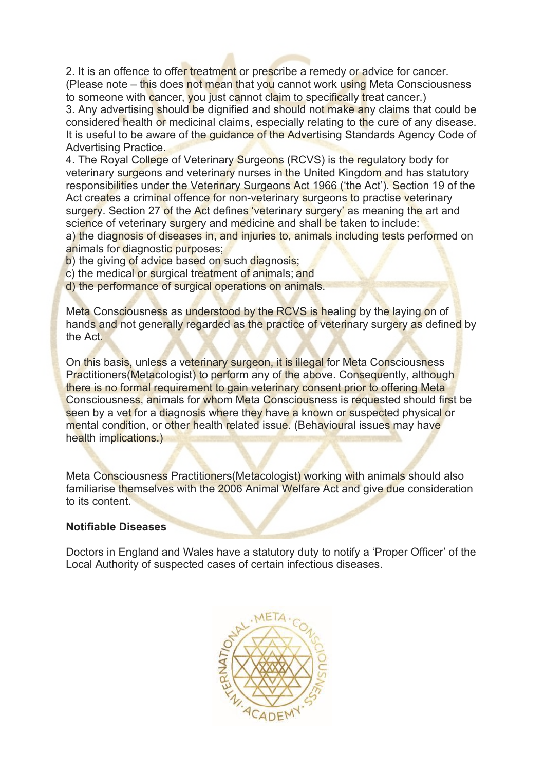2. It is an offence to offer treatment or prescribe a remedy or advice for cancer. (Please note – this does not mean that you cannot work using Meta Consciousness to someone with cancer, you just cannot claim to specifically treat cancer.)

3. Any advertising should be dignified and should not make any claims that could be considered health or medicinal claims, especially relating to the cure of any disease. It is useful to be aware of the guidance of the Advertising Standards Agency Code of Advertising Practice.

4. The Royal College of Veterinary Surgeons (RCVS) is the regulatory body for veterinary surgeons and veterinary nurses in the United Kingdom and has statutory responsibilities under the Veterinary Surgeons Act 1966 ('the Act'). Section 19 of the Act creates a criminal offence for non-veterinary surgeons to practise veterinary surgery. Section 27 of the Act defines 'veterinary surgery' as meaning the art and science of veterinary surgery and medicine and shall be taken to include:

a) the diagnosis of diseases in, and injuries to, animals including tests performed on animals for diagnostic purposes;
b) the giving of advice based on such diagnosis;
c) the medical or surgical treatment of animals; and
d) the performance of surgical operations on animals.

Meta Consciousness as understood by the RCVS is healing by the laying on of hands and not generally regarded as the practice of veterinary surgery as defined by the Act.

On this basis, unless a veterinary surgeon, it is illegal for Meta Consciousness Practitioners(Metacologist) to perform any of the above. Consequently, although there is no formal requirement to gain veterinary consent prior to offering Meta Consciousness, animals for whom Meta Consciousness is requested should first be seen by a vet for a diagnosis where they have a known or suspected physical or mental condition, or other health related issue. (Behavioural issues may have health implications.)

Meta Consciousness Practitioners(Metacologist) working with animals should also familiarise themselves with the 2006 Animal Welfare Act and give due consideration to its content.

**Notifiable Diseases**

Doctors in England and Wales have a statutory duty to notify a 'Proper Officer' of the Local Authority of suspected cases of certain infectious diseases.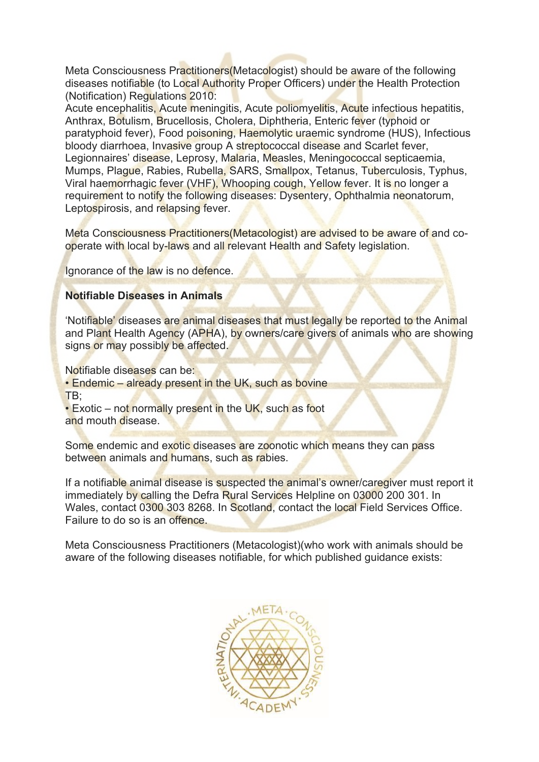Meta Consciousness Practitioners(Metacologist) should be aware of the following diseases notifiable (to Local Authority Proper Officers) under the Health Protection (Notification) Regulations 2010:

Acute encephalitis, Acute meningitis, Acute poliomyelitis, Acute infectious hepatitis, Anthrax, Botulism, Brucellosis, Cholera, Diphtheria, Enteric fever (typhoid or paratyphoid fever), Food poisoning, Haemolytic uraemic syndrome (HUS), Infectious bloody diarrhoea, Invasive group A streptococcal disease and Scarlet fever, Legionnaires' disease, Leprosy, Malaria, Measles, Meningococcal septicaemia, Mumps, Plague, Rabies, Rubella, SARS, Smallpox, Tetanus, Tuberculosis, Typhus, Viral haemorrhagic fever (VHF), Whooping cough, Yellow fever. It is no longer a requirement to notify the following diseases: Dysentery, Ophthalmia neonatorum, Leptospirosis, and relapsing fever.

Meta Consciousness Practitioners(Metacologist) are advised to be aware of and co-operate with local by-laws and all relevant Health and Safety legislation.

Ignorance of the law is no defence.

**Notifiable Diseases in Animals**

'Notifiable' diseases are animal diseases that must legally be reported to the Animal and Plant Health Agency (APHA), by owners/care givers of animals who are showing signs or may possibly be affected.

Notifiable diseases can be:

- Endemic – already present in the UK, such as bovine TB;
- Exotic – not normally present in the UK, such as foot and mouth disease.

Some endemic and exotic diseases are zoonotic which means they can pass between animals and humans, such as rabies.

If a notifiable animal disease is suspected the animal's owner/caregiver must report it immediately by calling the Defra Rural Services Helpline on 03000 200 301. In Wales, contact 0300 303 8268. In Scotland, contact the local Field Services Office. Failure to do so is an offence.

Meta Consciousness Practitioners (Metacologist)(who work with animals should be aware of the following diseases notifiable, for which published guidance exists: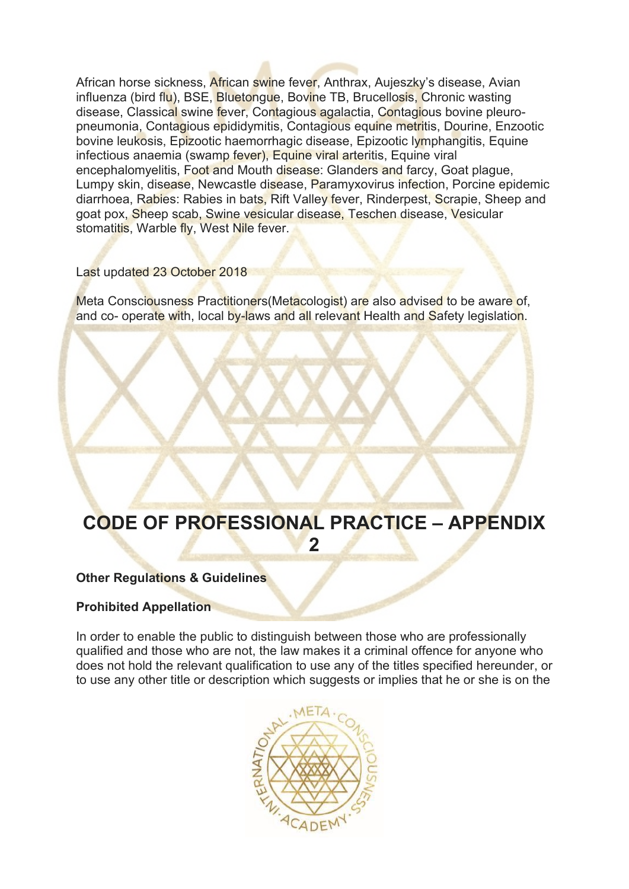African horse sickness, African swine fever, Anthrax, Aujeszky's disease, Avian influenza (bird flu), BSE, Bluetongue, Bovine TB, Brucellosis, Chronic wasting disease, Classical swine fever, Contagious agalactia, Contagious bovine pleuro-pneumonia, Contagious epididymitis, Contagious equine metritis, Dourine, Enzootic bovine leukosis, Epizootic haemorrhagic disease, Epizootic lymphangitis, Equine infectious anaemia (swamp fever), Equine viral arteritis, Equine viral encephalomyelitis, Foot and Mouth disease: Glanders and farcy, Goat plague, Lumpy skin, disease, Newcastle disease, Paramyxovirus infection, Porcine epidemic diarrhoea, Rabies: Rabies in bats, Rift Valley fever, Rinderpest, Scrapie, Sheep and goat pox, Sheep scab, Swine vesicular disease, Teschen disease, Vesicular stomatitis, Warble fly, West Nile fever.

Last updated 23 October 2018

Meta Consciousness Practitioners(Metacologist) are also advised to be aware of, and co- operate with, local by-laws and all relevant Health and Safety legislation.

# CODE OF PROFESSIONAL PRACTICE – APPENDIX 2

**Other Regulations & Guidelines**

**Prohibited Appellation**

In order to enable the public to distinguish between those who are professionally qualified and those who are not, the law makes it a criminal offence for anyone who does not hold the relevant qualification to use any of the titles specified hereunder, or to use any other title or description which suggests or implies that he or she is on the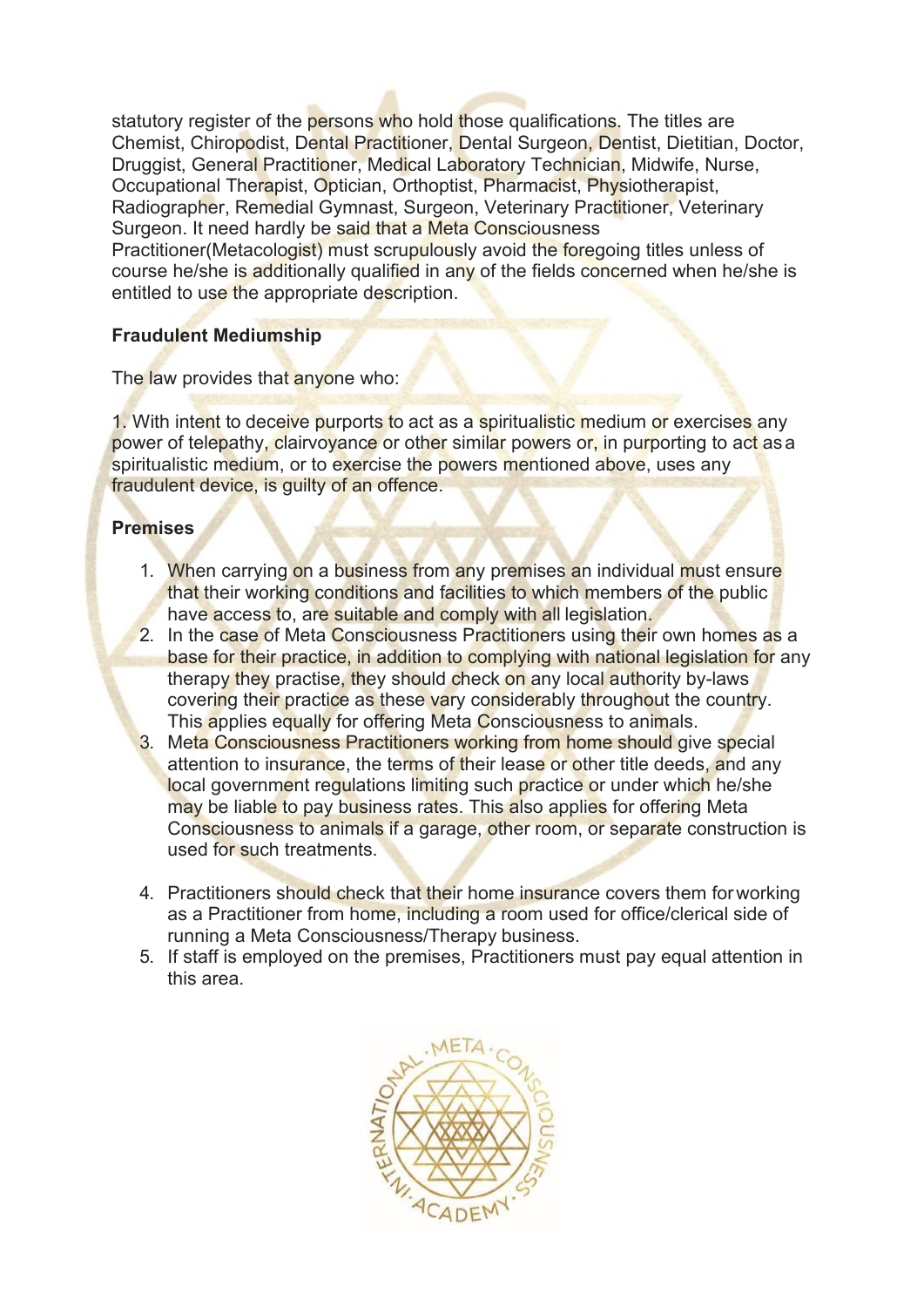statutory register of the persons who hold those qualifications. The titles are Chemist, Chiropodist, Dental Practitioner, Dental Surgeon, Dentist, Dietitian, Doctor, Druggist, General Practitioner, Medical Laboratory Technician, Midwife, Nurse, Occupational Therapist, Optician, Orthoptist, Pharmacist, Physiotherapist, Radiographer, Remedial Gymnast, Surgeon, Veterinary Practitioner, Veterinary Surgeon. It need hardly be said that a Meta Consciousness Practitioner(Metacologist) must scrupulously avoid the foregoing titles unless of course he/she is additionally qualified in any of the fields concerned when he/she is entitled to use the appropriate description.

**Fraudulent Mediumship**

The law provides that anyone who:

1. With intent to deceive purports to act as a spiritualistic medium or exercises any power of telepathy, clairvoyance or other similar powers or, in purporting to act as a spiritualistic medium, or to exercise the powers mentioned above, uses any fraudulent device, is guilty of an offence.

**Premises**

1. When carrying on a business from any premises an individual must ensure that their working conditions and facilities to which members of the public have access to, are suitable and comply with all legislation.
2. In the case of Meta Consciousness Practitioners using their own homes as a base for their practice, in addition to complying with national legislation for any therapy they practise, they should check on any local authority by-laws covering their practice as these vary considerably throughout the country. This applies equally for offering Meta Consciousness to animals.
3. Meta Consciousness Practitioners working from home should give special attention to insurance, the terms of their lease or other title deeds, and any local government regulations limiting such practice or under which he/she may be liable to pay business rates. This also applies for offering Meta Consciousness to animals if a garage, other room, or separate construction is used for such treatments.
4. Practitioners should check that their home insurance covers them for working as a Practitioner from home, including a room used for office/clerical side of running a Meta Consciousness/Therapy business.
5. If staff is employed on the premises, Practitioners must pay equal attention in this area.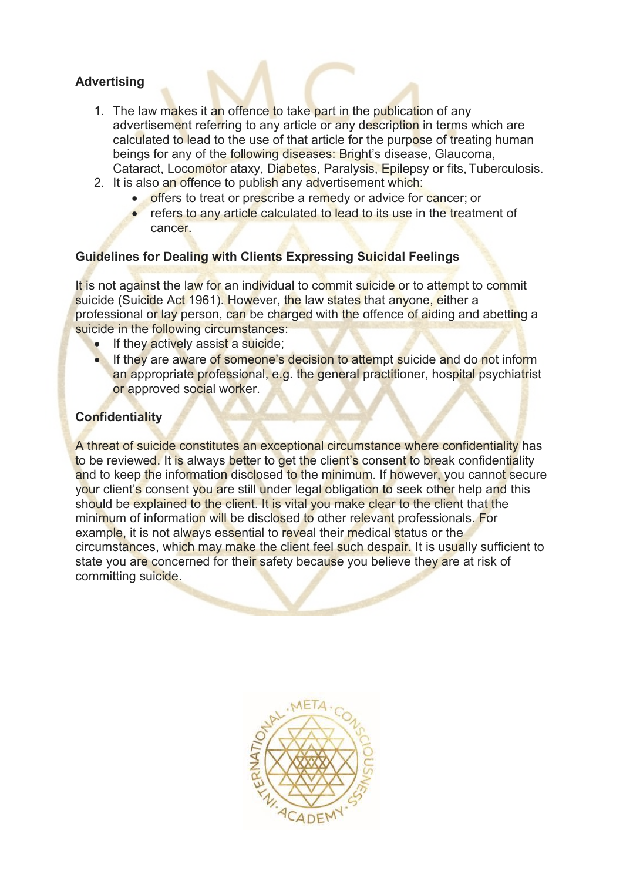**Advertising**

1. The law makes it an offence to take part in the publication of any advertisement referring to any article or any description in terms which are calculated to lead to the use of that article for the purpose of treating human beings for any of the following diseases: Bright's disease, Glaucoma, Cataract, Locomotor ataxy, Diabetes, Paralysis, Epilepsy or fits, Tuberculosis.
2. It is also an offence to publish any advertisement which:
   - offers to treat or prescribe a remedy or advice for cancer; or
   - refers to any article calculated to lead to its use in the treatment of cancer.

**Guidelines for Dealing with Clients Expressing Suicidal Feelings**

It is not against the law for an individual to commit suicide or to attempt to commit suicide (Suicide Act 1961). However, the law states that anyone, either a professional or lay person, can be charged with the offence of aiding and abetting a suicide in the following circumstances:

- If they actively assist a suicide;
- If they are aware of someone's decision to attempt suicide and do not inform an appropriate professional, e.g. the general practitioner, hospital psychiatrist or approved social worker.

**Confidentiality**

A threat of suicide constitutes an exceptional circumstance where confidentiality has to be reviewed. It is always better to get the client's consent to break confidentiality and to keep the information disclosed to the minimum. If however, you cannot secure your client's consent you are still under legal obligation to seek other help and this should be explained to the client. It is vital you make clear to the client that the minimum of information will be disclosed to other relevant professionals. For example, it is not always essential to reveal their medical status or the circumstances, which may make the client feel such despair. It is usually sufficient to state you are concerned for their safety because you believe they are at risk of committing suicide.